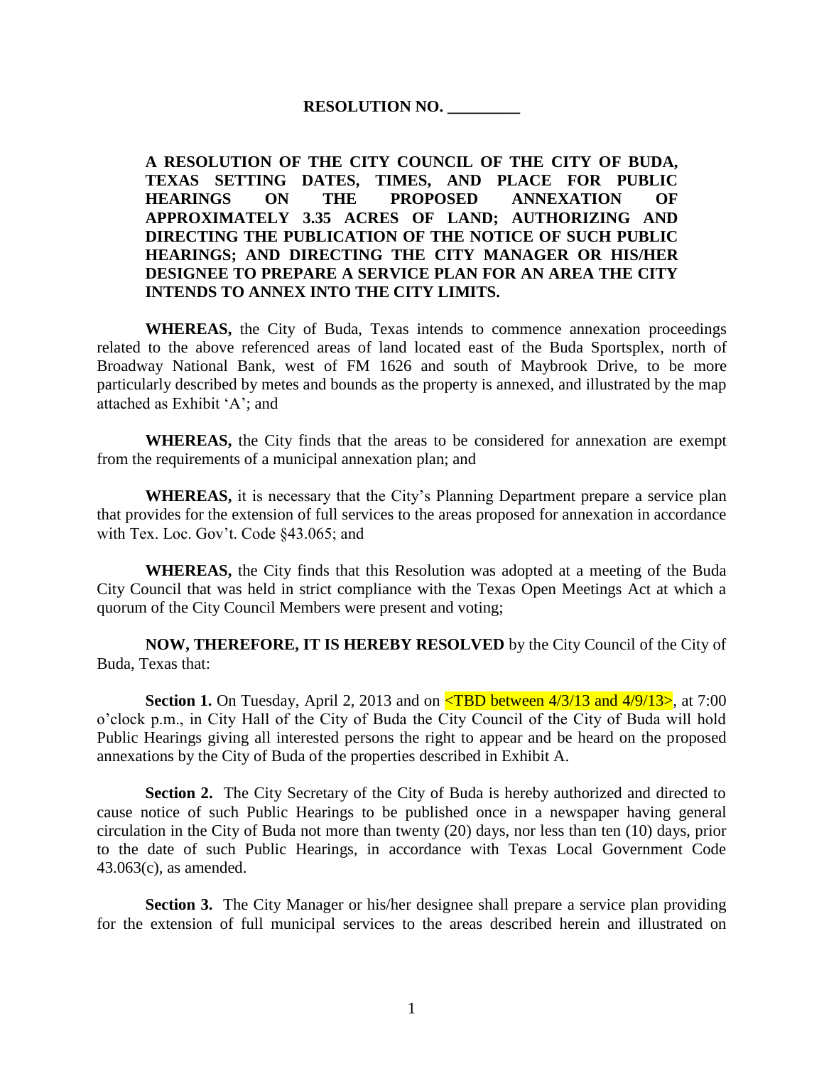**RESOLUTION NO. _________**

**A RESOLUTION OF THE CITY COUNCIL OF THE CITY OF BUDA, TEXAS SETTING DATES, TIMES, AND PLACE FOR PUBLIC HEARINGS ON THE PROPOSED ANNEXATION OF APPROXIMATELY 3.35 ACRES OF LAND; AUTHORIZING AND DIRECTING THE PUBLICATION OF THE NOTICE OF SUCH PUBLIC HEARINGS; AND DIRECTING THE CITY MANAGER OR HIS/HER DESIGNEE TO PREPARE A SERVICE PLAN FOR AN AREA THE CITY INTENDS TO ANNEX INTO THE CITY LIMITS.**

**WHEREAS,** the City of Buda, Texas intends to commence annexation proceedings related to the above referenced areas of land located east of the Buda Sportsplex, north of Broadway National Bank, west of FM 1626 and south of Maybrook Drive, to be more particularly described by metes and bounds as the property is annexed, and illustrated by the map attached as Exhibit 'A'; and

**WHEREAS,** the City finds that the areas to be considered for annexation are exempt from the requirements of a municipal annexation plan; and

**WHEREAS,** it is necessary that the City's Planning Department prepare a service plan that provides for the extension of full services to the areas proposed for annexation in accordance with Tex. Loc. Gov't. Code §43.065; and

**WHEREAS,** the City finds that this Resolution was adopted at a meeting of the Buda City Council that was held in strict compliance with the Texas Open Meetings Act at which a quorum of the City Council Members were present and voting;

**NOW, THEREFORE, IT IS HEREBY RESOLVED** by the City Council of the City of Buda, Texas that:

**Section 1.** On Tuesday, April 2, 2013 and on <TBD between 4/3/13 and 4/9/13>, at 7:00 o'clock p.m., in City Hall of the City of Buda the City Council of the City of Buda will hold Public Hearings giving all interested persons the right to appear and be heard on the proposed annexations by the City of Buda of the properties described in Exhibit A.

**Section 2.** The City Secretary of the City of Buda is hereby authorized and directed to cause notice of such Public Hearings to be published once in a newspaper having general circulation in the City of Buda not more than twenty (20) days, nor less than ten (10) days, prior to the date of such Public Hearings, in accordance with Texas Local Government Code 43.063(c), as amended.

**Section 3.** The City Manager or his/her designee shall prepare a service plan providing for the extension of full municipal services to the areas described herein and illustrated on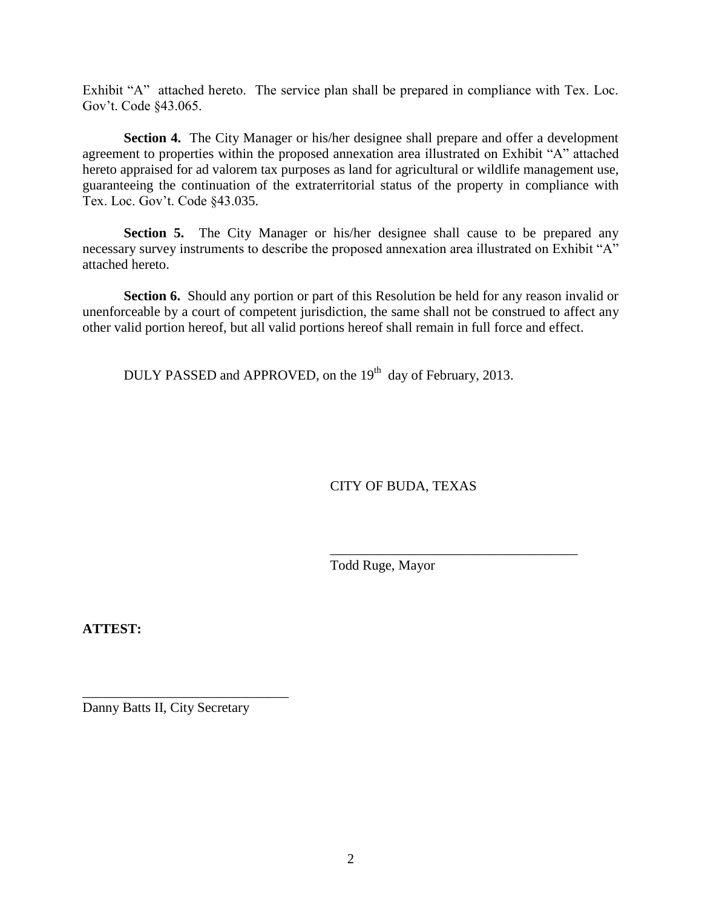Exhibit "A" attached hereto. The service plan shall be prepared in compliance with Tex. Loc. Gov't. Code §43.065.

**Section 4.** The City Manager or his/her designee shall prepare and offer a development agreement to properties within the proposed annexation area illustrated on Exhibit "A" attached hereto appraised for ad valorem tax purposes as land for agricultural or wildlife management use, guaranteeing the continuation of the extraterritorial status of the property in compliance with Tex. Loc. Gov't. Code §43.035.

**Section 5.** The City Manager or his/her designee shall cause to be prepared any necessary survey instruments to describe the proposed annexation area illustrated on Exhibit "A" attached hereto.

**Section 6.** Should any portion or part of this Resolution be held for any reason invalid or unenforceable by a court of competent jurisdiction, the same shall not be construed to affect any other valid portion hereof, but all valid portions hereof shall remain in full force and effect.

DULY PASSED and APPROVED, on the 19th day of February, 2013.

CITY OF BUDA, TEXAS

_____________________________________
Todd Ruge, Mayor

**ATTEST:**

_____________________________________
Danny Batts II, City Secretary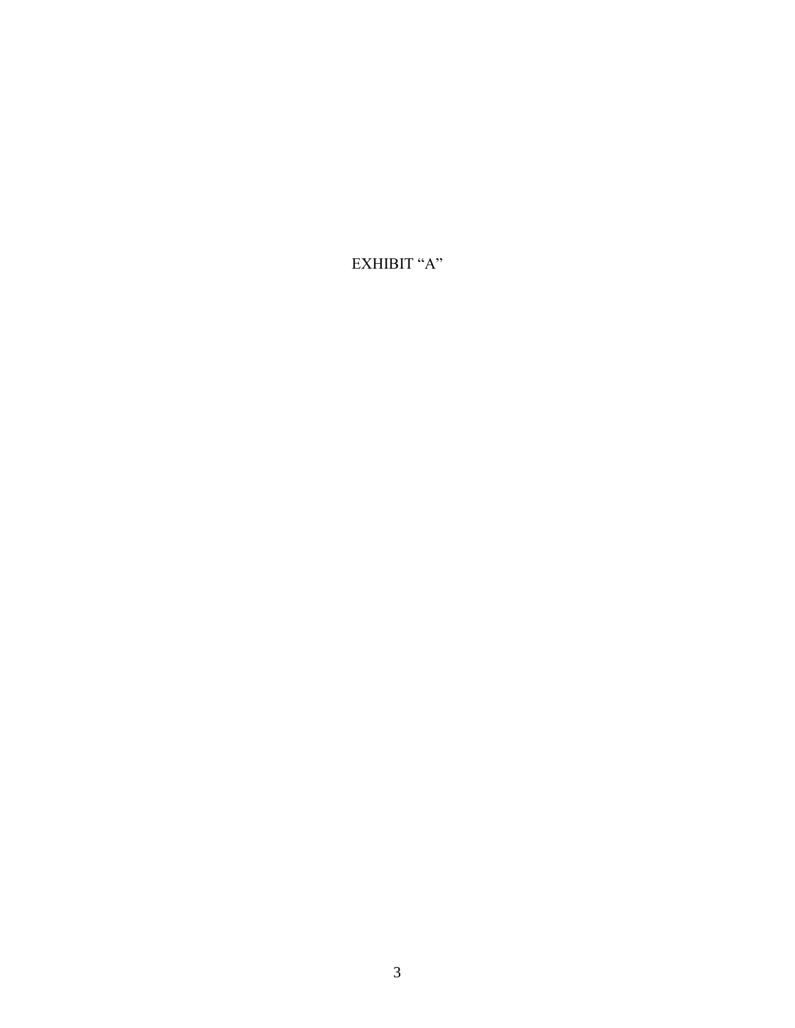EXHIBIT “A”